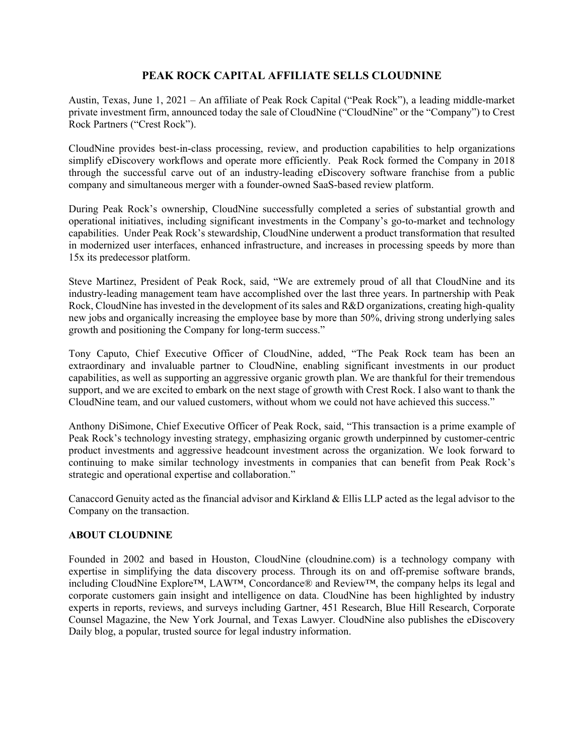# PEAK ROCK CAPITAL AFFILIATE SELLS CLOUDNINE

Austin, Texas, June 1, 2021 – An affiliate of Peak Rock Capital ("Peak Rock"), a leading middle-market private investment firm, announced today the sale of CloudNine ("CloudNine" or the "Company") to Crest Rock Partners ("Crest Rock").

CloudNine provides best-in-class processing, review, and production capabilities to help organizations simplify eDiscovery workflows and operate more efficiently. Peak Rock formed the Company in 2018 through the successful carve out of an industry-leading eDiscovery software franchise from a public company and simultaneous merger with a founder-owned SaaS-based review platform.

During Peak Rock's ownership, CloudNine successfully completed a series of substantial growth and operational initiatives, including significant investments in the Company's go-to-market and technology capabilities. Under Peak Rock's stewardship, CloudNine underwent a product transformation that resulted in modernized user interfaces, enhanced infrastructure, and increases in processing speeds by more than 15x its predecessor platform.

Steve Martinez, President of Peak Rock, said, "We are extremely proud of all that CloudNine and its industry-leading management team have accomplished over the last three years. In partnership with Peak Rock, CloudNine has invested in the development of its sales and R&D organizations, creating high-quality new jobs and organically increasing the employee base by more than 50%, driving strong underlying sales growth and positioning the Company for long-term success."

Tony Caputo, Chief Executive Officer of CloudNine, added, "The Peak Rock team has been an extraordinary and invaluable partner to CloudNine, enabling significant investments in our product capabilities, as well as supporting an aggressive organic growth plan. We are thankful for their tremendous support, and we are excited to embark on the next stage of growth with Crest Rock. I also want to thank the CloudNine team, and our valued customers, without whom we could not have achieved this success."

Anthony DiSimone, Chief Executive Officer of Peak Rock, said, "This transaction is a prime example of Peak Rock's technology investing strategy, emphasizing organic growth underpinned by customer-centric product investments and aggressive headcount investment across the organization. We look forward to continuing to make similar technology investments in companies that can benefit from Peak Rock's strategic and operational expertise and collaboration."

Canaccord Genuity acted as the financial advisor and Kirkland & Ellis LLP acted as the legal advisor to the Company on the transaction.

## ABOUT CLOUDNINE

Founded in 2002 and based in Houston, CloudNine (cloudnine.com) is a technology company with expertise in simplifying the data discovery process. Through its on and off-premise software brands, including CloudNine Explore™, LAW™, Concordance® and Review™, the company helps its legal and corporate customers gain insight and intelligence on data. CloudNine has been highlighted by industry experts in reports, reviews, and surveys including Gartner, 451 Research, Blue Hill Research, Corporate Counsel Magazine, the New York Journal, and Texas Lawyer. CloudNine also publishes the eDiscovery Daily blog, a popular, trusted source for legal industry information.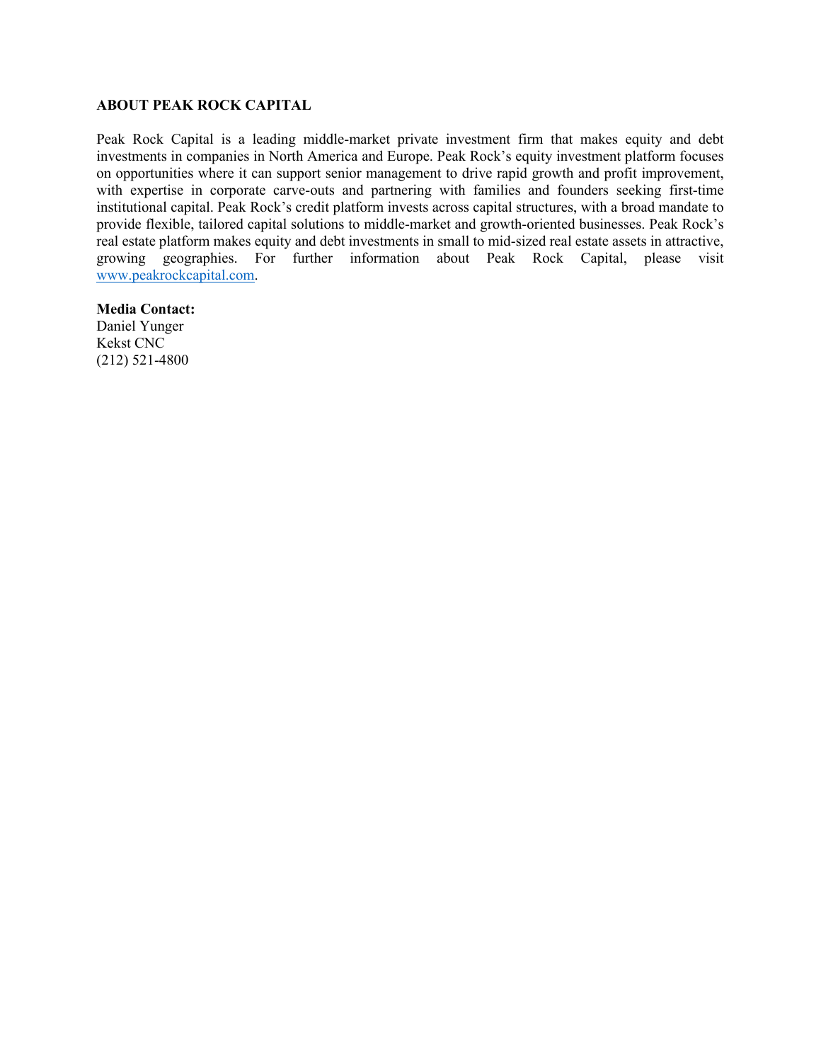**ABOUT PEAK ROCK CAPITAL**

Peak Rock Capital is a leading middle-market private investment firm that makes equity and debt investments in companies in North America and Europe. Peak Rock's equity investment platform focuses on opportunities where it can support senior management to drive rapid growth and profit improvement, with expertise in corporate carve-outs and partnering with families and founders seeking first-time institutional capital. Peak Rock's credit platform invests across capital structures, with a broad mandate to provide flexible, tailored capital solutions to middle-market and growth-oriented businesses. Peak Rock's real estate platform makes equity and debt investments in small to mid-sized real estate assets in attractive, growing geographies. For further information about Peak Rock Capital, please visit [www.peakrockcapital.com](http://www.peakrockcapital.com).

**Media Contact:**
Daniel Yunger
Kekst CNC
(212) 521-4800